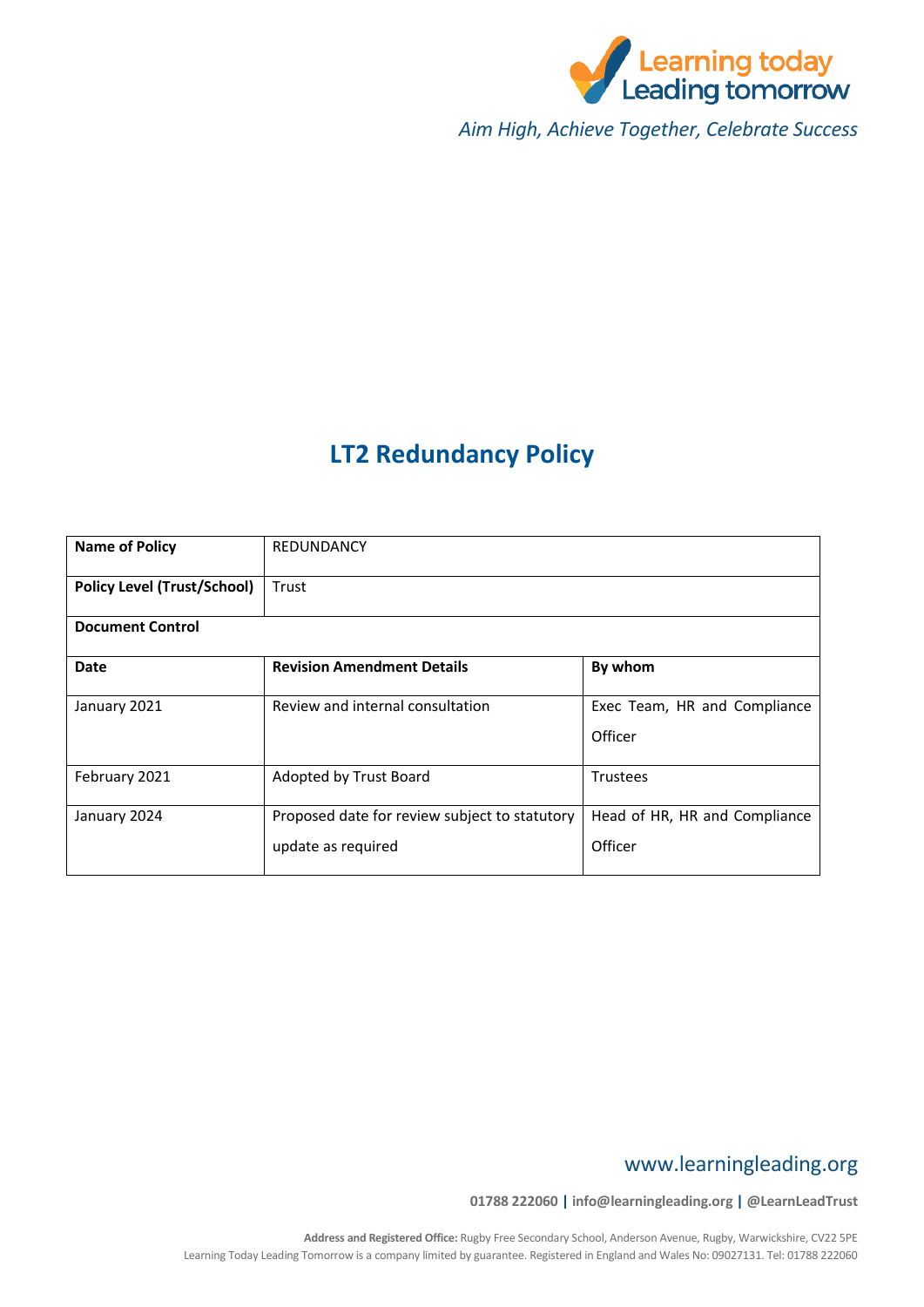Learning today Leading tomorrow

*Aim High, Achieve Together, Celebrate Success*

# LT2 Redundancy Policy

| **Name of Policy** | REDUNDANCY | |
|---|---|---|
| **Policy Level (Trust/School)** | Trust | |
| **Document Control** | | |
| **Date** | **Revision Amendment Details** | **By whom** |
| January 2021 | Review and internal consultation | Exec Team, HR and Compliance Officer |
| February 2021 | Adopted by Trust Board | Trustees |
| January 2024 | Proposed date for review subject to statutory update as required | Head of HR, HR and Compliance Officer |

www.learningleading.org

01788 222060 | info@learningleading.org | @LearnLeadTrust

**Address and Registered Office:** Rugby Free Secondary School, Anderson Avenue, Rugby, Warwickshire, CV22 5PE
Learning Today Leading Tomorrow is a company limited by guarantee. Registered in England and Wales No: 09027131. Tel: 01788 222060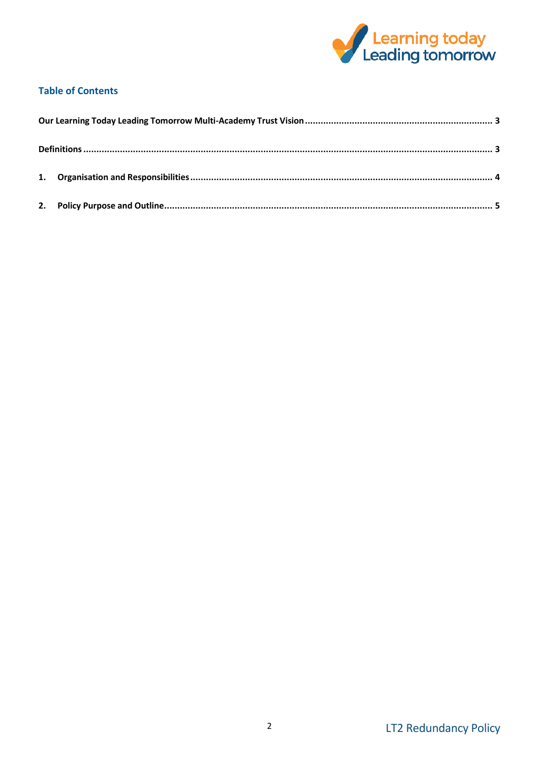## Table of Contents

**Our Learning Today Leading Tomorrow Multi-Academy Trust Vision** ........................................ 3

**Definitions** ........................................ 3

**1. Organisation and Responsibilities** ........................................ 4

**2. Policy Purpose and Outline** ........................................ 5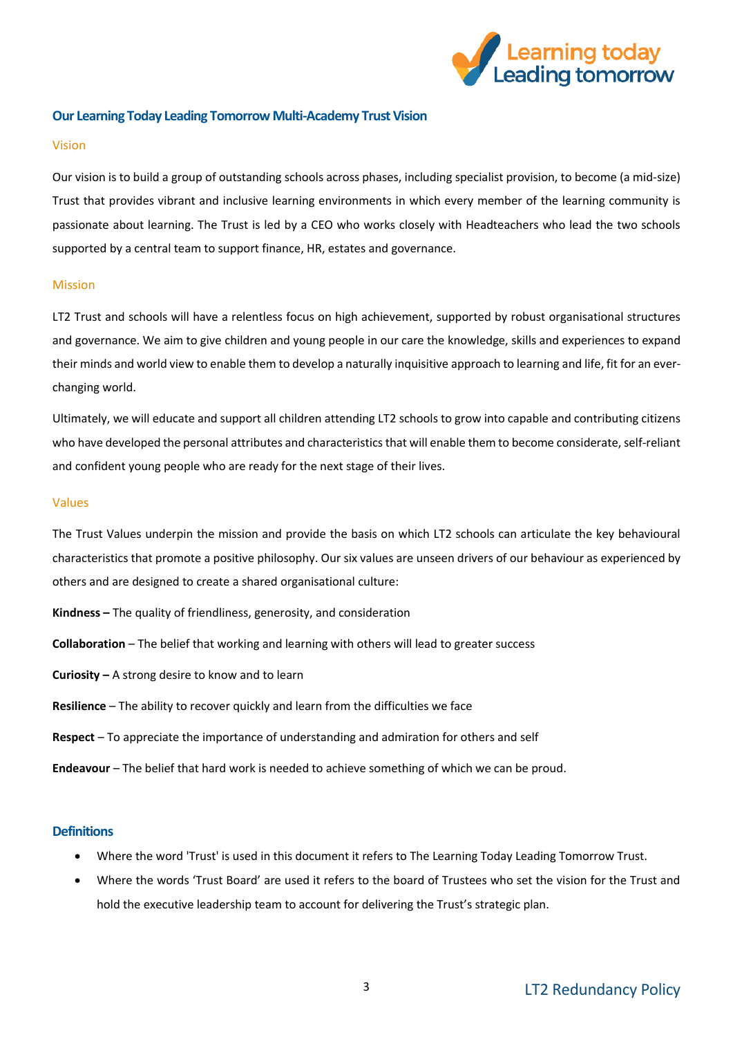## Our Learning Today Leading Tomorrow Multi-Academy Trust Vision

### Vision

Our vision is to build a group of outstanding schools across phases, including specialist provision, to become (a mid-size) Trust that provides vibrant and inclusive learning environments in which every member of the learning community is passionate about learning. The Trust is led by a CEO who works closely with Headteachers who lead the two schools supported by a central team to support finance, HR, estates and governance.

### Mission

LT2 Trust and schools will have a relentless focus on high achievement, supported by robust organisational structures and governance. We aim to give children and young people in our care the knowledge, skills and experiences to expand their minds and world view to enable them to develop a naturally inquisitive approach to learning and life, fit for an ever-changing world.

Ultimately, we will educate and support all children attending LT2 schools to grow into capable and contributing citizens who have developed the personal attributes and characteristics that will enable them to become considerate, self-reliant and confident young people who are ready for the next stage of their lives.

### Values

The Trust Values underpin the mission and provide the basis on which LT2 schools can articulate the key behavioural characteristics that promote a positive philosophy. Our six values are unseen drivers of our behaviour as experienced by others and are designed to create a shared organisational culture:

**Kindness –** The quality of friendliness, generosity, and consideration

**Collaboration** – The belief that working and learning with others will lead to greater success

**Curiosity –** A strong desire to know and to learn

**Resilience** – The ability to recover quickly and learn from the difficulties we face

**Respect** – To appreciate the importance of understanding and admiration for others and self

**Endeavour** – The belief that hard work is needed to achieve something of which we can be proud.

## Definitions

- Where the word 'Trust' is used in this document it refers to The Learning Today Leading Tomorrow Trust.
- Where the words 'Trust Board' are used it refers to the board of Trustees who set the vision for the Trust and hold the executive leadership team to account for delivering the Trust's strategic plan.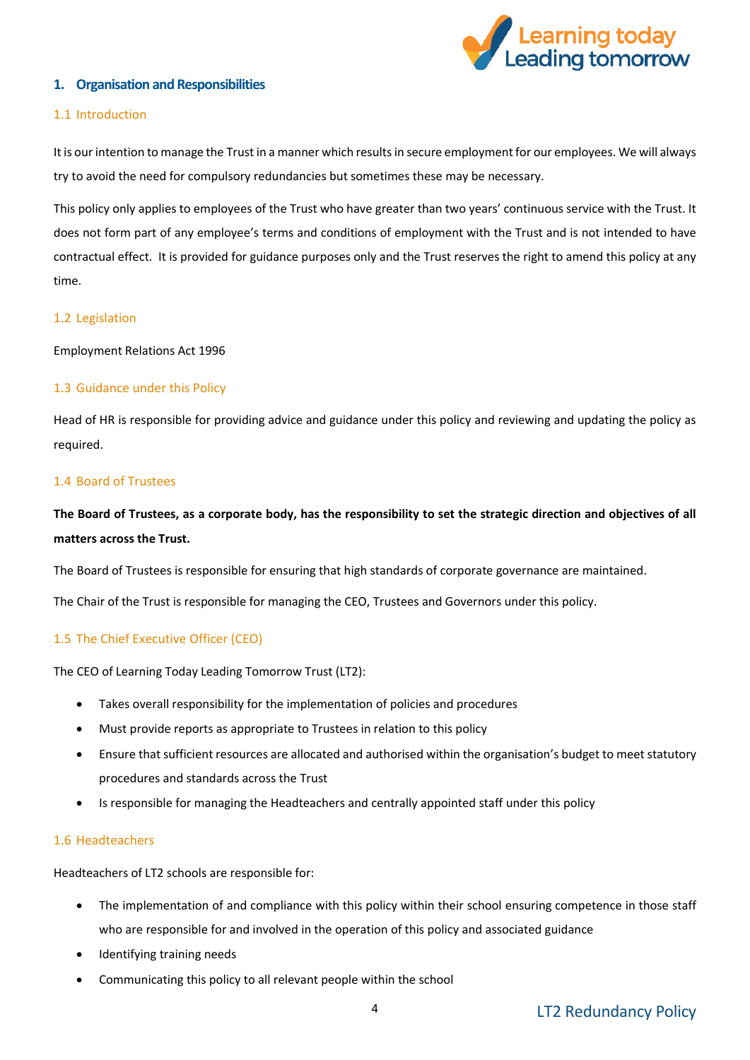## 1. Organisation and Responsibilities

### 1.1 Introduction

It is our intention to manage the Trust in a manner which results in secure employment for our employees. We will always try to avoid the need for compulsory redundancies but sometimes these may be necessary.

This policy only applies to employees of the Trust who have greater than two years' continuous service with the Trust. It does not form part of any employee's terms and conditions of employment with the Trust and is not intended to have contractual effect. It is provided for guidance purposes only and the Trust reserves the right to amend this policy at any time.

### 1.2 Legislation

Employment Relations Act 1996

### 1.3 Guidance under this Policy

Head of HR is responsible for providing advice and guidance under this policy and reviewing and updating the policy as required.

### 1.4 Board of Trustees

**The Board of Trustees, as a corporate body, has the responsibility to set the strategic direction and objectives of all matters across the Trust.**

The Board of Trustees is responsible for ensuring that high standards of corporate governance are maintained.

The Chair of the Trust is responsible for managing the CEO, Trustees and Governors under this policy.

### 1.5 The Chief Executive Officer (CEO)

The CEO of Learning Today Leading Tomorrow Trust (LT2):

- Takes overall responsibility for the implementation of policies and procedures
- Must provide reports as appropriate to Trustees in relation to this policy
- Ensure that sufficient resources are allocated and authorised within the organisation's budget to meet statutory procedures and standards across the Trust
- Is responsible for managing the Headteachers and centrally appointed staff under this policy

### 1.6 Headteachers

Headteachers of LT2 schools are responsible for:

- The implementation of and compliance with this policy within their school ensuring competence in those staff who are responsible for and involved in the operation of this policy and associated guidance
- Identifying training needs
- Communicating this policy to all relevant people within the school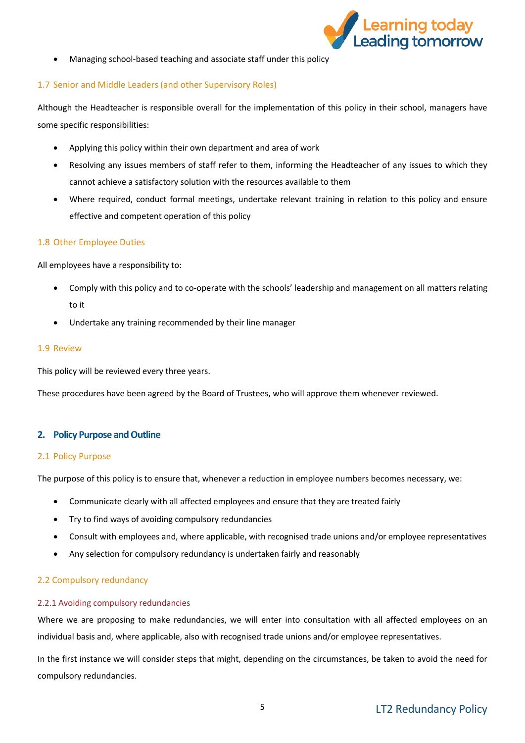- Managing school-based teaching and associate staff under this policy

### 1.7 Senior and Middle Leaders (and other Supervisory Roles)

Although the Headteacher is responsible overall for the implementation of this policy in their school, managers have some specific responsibilities:

- Applying this policy within their own department and area of work
- Resolving any issues members of staff refer to them, informing the Headteacher of any issues to which they cannot achieve a satisfactory solution with the resources available to them
- Where required, conduct formal meetings, undertake relevant training in relation to this policy and ensure effective and competent operation of this policy

### 1.8 Other Employee Duties

All employees have a responsibility to:

- Comply with this policy and to co-operate with the schools' leadership and management on all matters relating to it
- Undertake any training recommended by their line manager

### 1.9 Review

This policy will be reviewed every three years.

These procedures have been agreed by the Board of Trustees, who will approve them whenever reviewed.

## 2. Policy Purpose and Outline

### 2.1 Policy Purpose

The purpose of this policy is to ensure that, whenever a reduction in employee numbers becomes necessary, we:

- Communicate clearly with all affected employees and ensure that they are treated fairly
- Try to find ways of avoiding compulsory redundancies
- Consult with employees and, where applicable, with recognised trade unions and/or employee representatives
- Any selection for compulsory redundancy is undertaken fairly and reasonably

### 2.2 Compulsory redundancy

#### 2.2.1 Avoiding compulsory redundancies

Where we are proposing to make redundancies, we will enter into consultation with all affected employees on an individual basis and, where applicable, also with recognised trade unions and/or employee representatives.

In the first instance we will consider steps that might, depending on the circumstances, be taken to avoid the need for compulsory redundancies.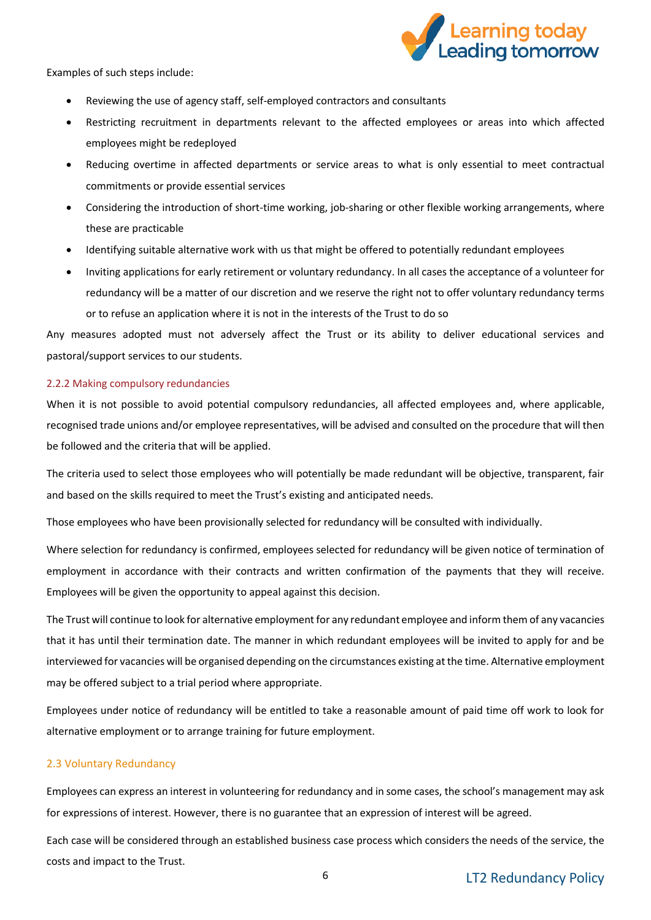Examples of such steps include:

- Reviewing the use of agency staff, self-employed contractors and consultants
- Restricting recruitment in departments relevant to the affected employees or areas into which affected employees might be redeployed
- Reducing overtime in affected departments or service areas to what is only essential to meet contractual commitments or provide essential services
- Considering the introduction of short-time working, job-sharing or other flexible working arrangements, where these are practicable
- Identifying suitable alternative work with us that might be offered to potentially redundant employees
- Inviting applications for early retirement or voluntary redundancy. In all cases the acceptance of a volunteer for redundancy will be a matter of our discretion and we reserve the right not to offer voluntary redundancy terms or to refuse an application where it is not in the interests of the Trust to do so

Any measures adopted must not adversely affect the Trust or its ability to deliver educational services and pastoral/support services to our students.

#### 2.2.2 Making compulsory redundancies

When it is not possible to avoid potential compulsory redundancies, all affected employees and, where applicable, recognised trade unions and/or employee representatives, will be advised and consulted on the procedure that will then be followed and the criteria that will be applied.

The criteria used to select those employees who will potentially be made redundant will be objective, transparent, fair and based on the skills required to meet the Trust's existing and anticipated needs.

Those employees who have been provisionally selected for redundancy will be consulted with individually.

Where selection for redundancy is confirmed, employees selected for redundancy will be given notice of termination of employment in accordance with their contracts and written confirmation of the payments that they will receive. Employees will be given the opportunity to appeal against this decision.

The Trust will continue to look for alternative employment for any redundant employee and inform them of any vacancies that it has until their termination date. The manner in which redundant employees will be invited to apply for and be interviewed for vacancies will be organised depending on the circumstances existing at the time. Alternative employment may be offered subject to a trial period where appropriate.

Employees under notice of redundancy will be entitled to take a reasonable amount of paid time off work to look for alternative employment or to arrange training for future employment.

### 2.3 Voluntary Redundancy

Employees can express an interest in volunteering for redundancy and in some cases, the school's management may ask for expressions of interest. However, there is no guarantee that an expression of interest will be agreed.

Each case will be considered through an established business case process which considers the needs of the service, the costs and impact to the Trust.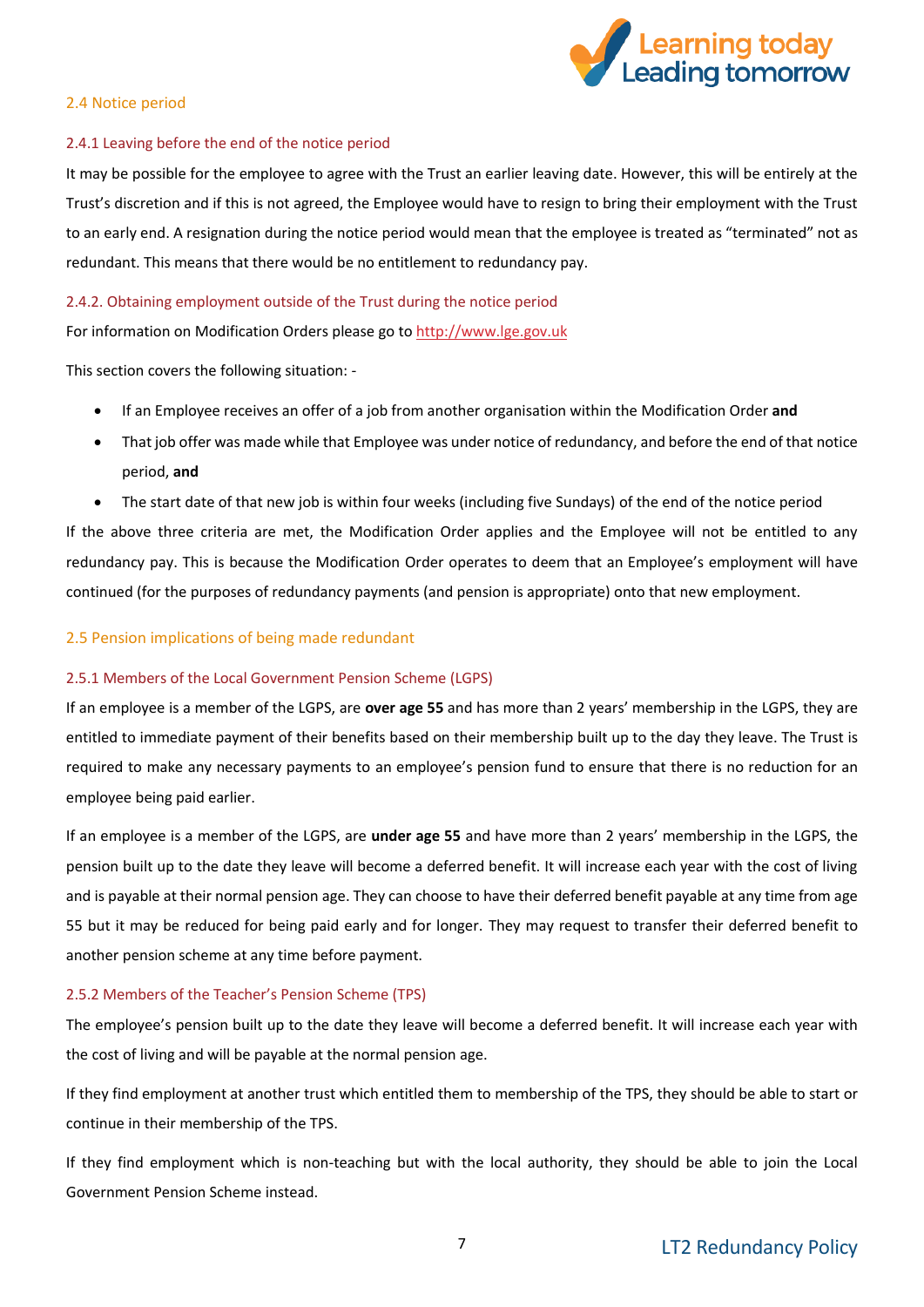## 2.4 Notice period

### 2.4.1 Leaving before the end of the notice period

It may be possible for the employee to agree with the Trust an earlier leaving date. However, this will be entirely at the Trust's discretion and if this is not agreed, the Employee would have to resign to bring their employment with the Trust to an early end. A resignation during the notice period would mean that the employee is treated as "terminated" not as redundant. This means that there would be no entitlement to redundancy pay.

### 2.4.2. Obtaining employment outside of the Trust during the notice period

For information on Modification Orders please go to http://www.lge.gov.uk

This section covers the following situation: -

- If an Employee receives an offer of a job from another organisation within the Modification Order **and**
- That job offer was made while that Employee was under notice of redundancy, and before the end of that notice period, **and**
- The start date of that new job is within four weeks (including five Sundays) of the end of the notice period

If the above three criteria are met, the Modification Order applies and the Employee will not be entitled to any redundancy pay. This is because the Modification Order operates to deem that an Employee's employment will have continued (for the purposes of redundancy payments (and pension is appropriate) onto that new employment.

## 2.5 Pension implications of being made redundant

### 2.5.1 Members of the Local Government Pension Scheme (LGPS)

If an employee is a member of the LGPS, are **over age 55** and has more than 2 years' membership in the LGPS, they are entitled to immediate payment of their benefits based on their membership built up to the day they leave. The Trust is required to make any necessary payments to an employee's pension fund to ensure that there is no reduction for an employee being paid earlier.

If an employee is a member of the LGPS, are **under age 55** and have more than 2 years' membership in the LGPS, the pension built up to the date they leave will become a deferred benefit. It will increase each year with the cost of living and is payable at their normal pension age. They can choose to have their deferred benefit payable at any time from age 55 but it may be reduced for being paid early and for longer. They may request to transfer their deferred benefit to another pension scheme at any time before payment.

### 2.5.2 Members of the Teacher's Pension Scheme (TPS)

The employee's pension built up to the date they leave will become a deferred benefit. It will increase each year with the cost of living and will be payable at the normal pension age.

If they find employment at another trust which entitled them to membership of the TPS, they should be able to start or continue in their membership of the TPS.

If they find employment which is non-teaching but with the local authority, they should be able to join the Local Government Pension Scheme instead.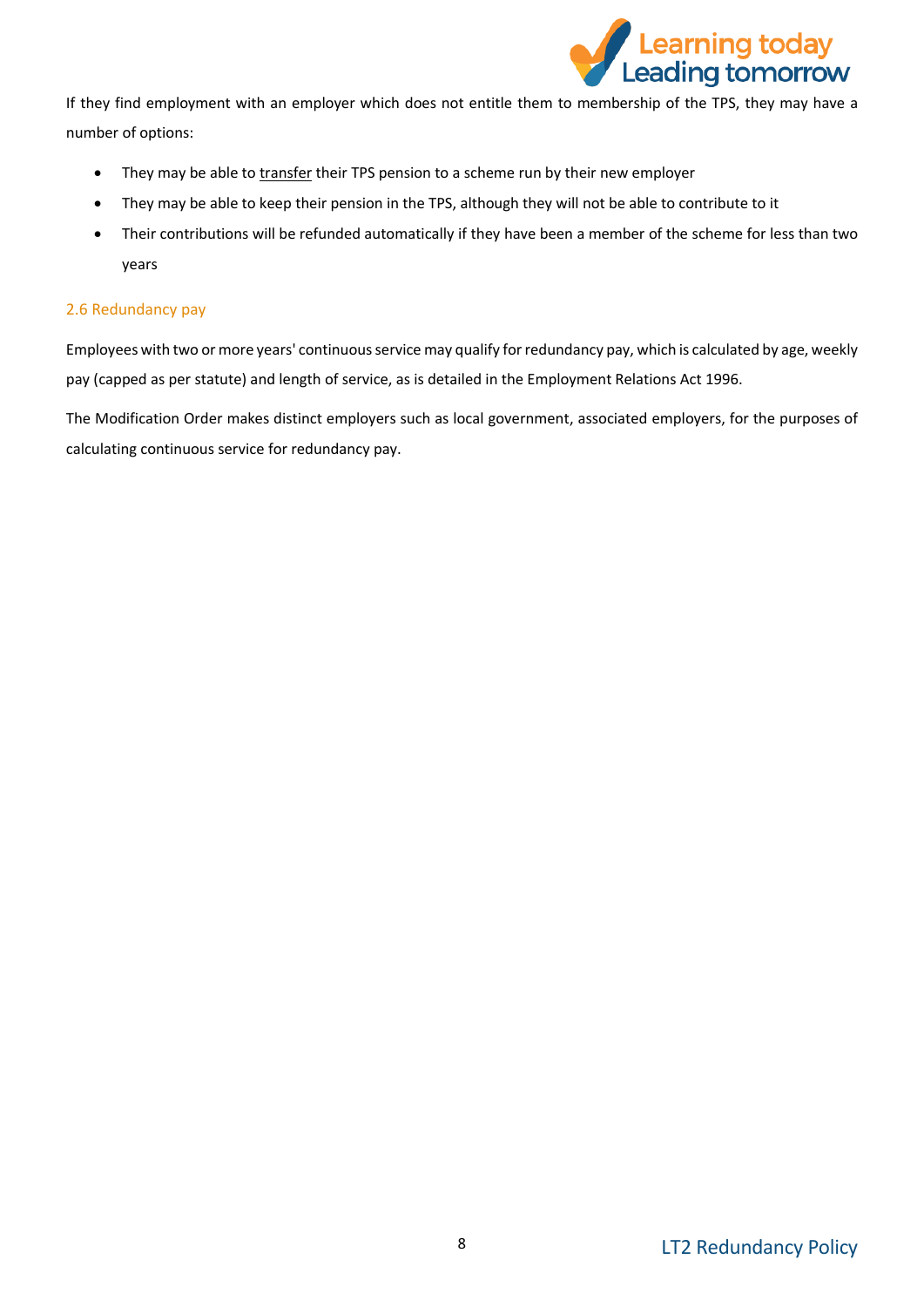If they find employment with an employer which does not entitle them to membership of the TPS, they may have a number of options:

- They may be able to transfer their TPS pension to a scheme run by their new employer
- They may be able to keep their pension in the TPS, although they will not be able to contribute to it
- Their contributions will be refunded automatically if they have been a member of the scheme for less than two years

### 2.6 Redundancy pay

Employees with two or more years' continuous service may qualify for redundancy pay, which is calculated by age, weekly pay (capped as per statute) and length of service, as is detailed in the Employment Relations Act 1996.

The Modification Order makes distinct employers such as local government, associated employers, for the purposes of calculating continuous service for redundancy pay.